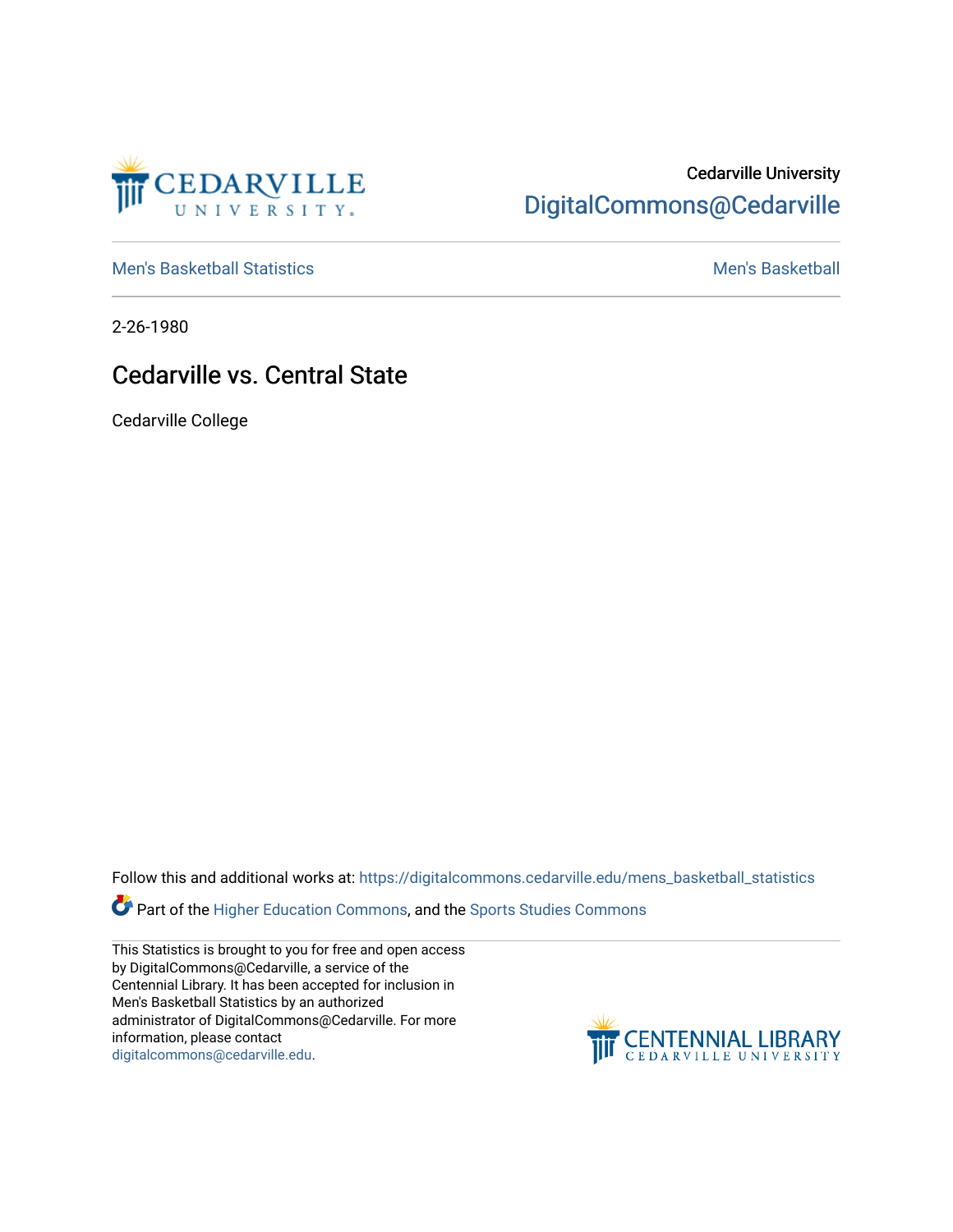Cedarville University

DigitalCommons@Cedarville

Men's Basketball Statistics | Men's Basketball

2-26-1980

# Cedarville vs. Central State

Cedarville College

Follow this and additional works at: https://digitalcommons.cedarville.edu/mens_basketball_statistics

Part of the Higher Education Commons, and the Sports Studies Commons

This Statistics is brought to you for free and open access by DigitalCommons@Cedarville, a service of the Centennial Library. It has been accepted for inclusion in Men's Basketball Statistics by an authorized administrator of DigitalCommons@Cedarville. For more information, please contact digitalcommons@cedarville.edu.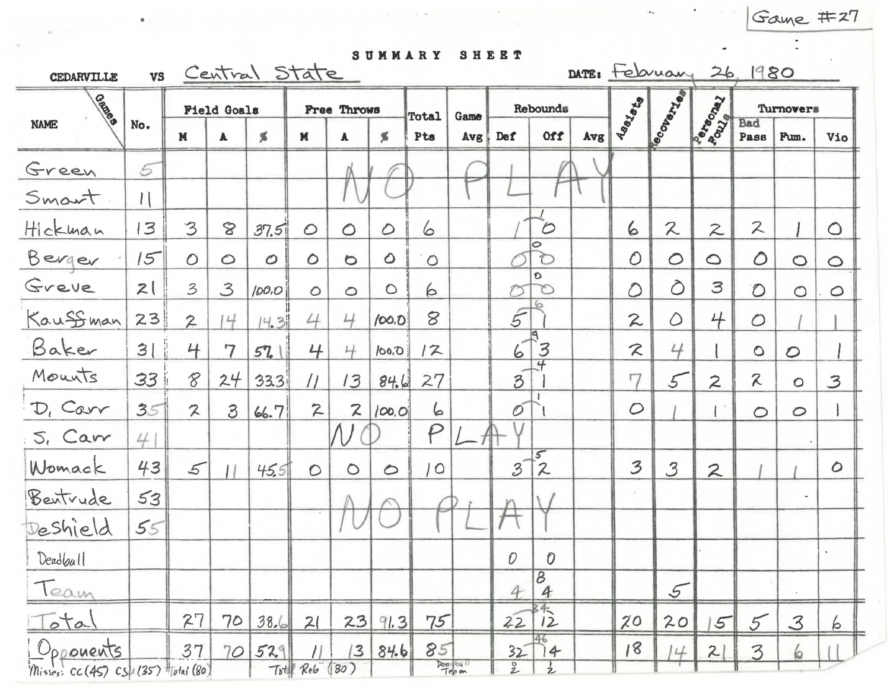Game #27

# SUMMARY SHEET

CEDARVILLE VS Central State DATE: February 26, 1980

| NAME | No. | Field Goals M | Field Goals A | Field Goals % | Free Throws M | Free Throws A | Free Throws % | Total Pts | Game Avg | Rebounds Def | Rebounds Off | Rebounds Avg | Assists | Recoveries | Personal Fouls | Turnovers Bad Pass | Turnovers Fum. | Turnovers Vio |
|---|---|---|---|---|---|---|---|---|---|---|---|---|---|---|---|---|---|---|
| Green | 5 | NO PLAY | | | | | | | | | | | | | | | | |
| Smart | 11 | NO PLAY | | | | | | | | | | | | | | | | |
| Hickman | 13 | 3 | 8 | 37.5 | 0 | 0 | 0 | 6 | | 1 | 0 (1) | | 6 | 2 | 2 | 2 | 1 | 0 |
| Berger | 15 | 0 | 0 | 0 | 0 | 0 | 0 | 0 | | 0 | 0 (0) | | 0 | 0 | 0 | 0 | 0 | 0 |
| Greve | 21 | 3 | 3 | 100.0 | 0 | 0 | 0 | 6 | | 0 | 0 (0) | | 0 | 0 | 3 | 0 | 0 | 0 |
| Kauffman | 23 | 2 | 14 | 14.3 | 4 | 4 | 100.0 | 8 | | 5 | 1 (6) | | 2 | 0 | 4 | 0 | 1 | 1 |
| Baker | 31 | 4 | 7 | 57.1 | 4 | 4 | 100.0 | 12 | | 6 | 3 (9) | | 2 | 4 | 1 | 0 | 0 | 1 |
| Mounts | 33 | 8 | 24 | 33.3 | 11 | 13 | 84.6 | 27 | | 3 | 1 (4) | | 7 | 5 | 2 | 2 | 0 | 3 |
| D. Carr | 35 | 2 | 3 | 66.7 | 2 | 2 | 100.0 | 6 | | 0 | 1 (1) | | 0 | 1 | 1 | 0 | 0 | 1 |
| S. Carr | 41 | NO PLAY | | | | | | | | | | | | | | | | |
| Womack | 43 | 5 | 11 | 45.5 | 0 | 0 | 0 | 10 | | 3 | 2 (5) | | 3 | 3 | 2 | 1 | 1 | 0 |
| Bentrude | 53 | NO PLAY | | | | | | | | | | | | | | | | |
| DeShield | 55 | NO PLAY | | | | | | | | | | | | | | | | |
| Deadball | | | | | | | | | | 0 | 0 | | | | | | | |
| Team | | | | | | | | | | 4 | 4 (8) | | | 5 | | | | |
| Total | | 27 | 70 | 38.6 | 21 | 23 | 91.3 | 75 | | 22 | 12 (34) | | 20 | 20 | 15 | 5 | 3 | 6 |
| Opponents | | 37 | 70 | 52.9 | 11 | 13 | 84.6 | 85 | | 32 | 14 (46) | | 18 | 14 | 21 | 3 | 6 | 11 |

Misses: CC (45) CSU (35) Total (80) Total Reb (80) Deadball 2 2, Team 2 2